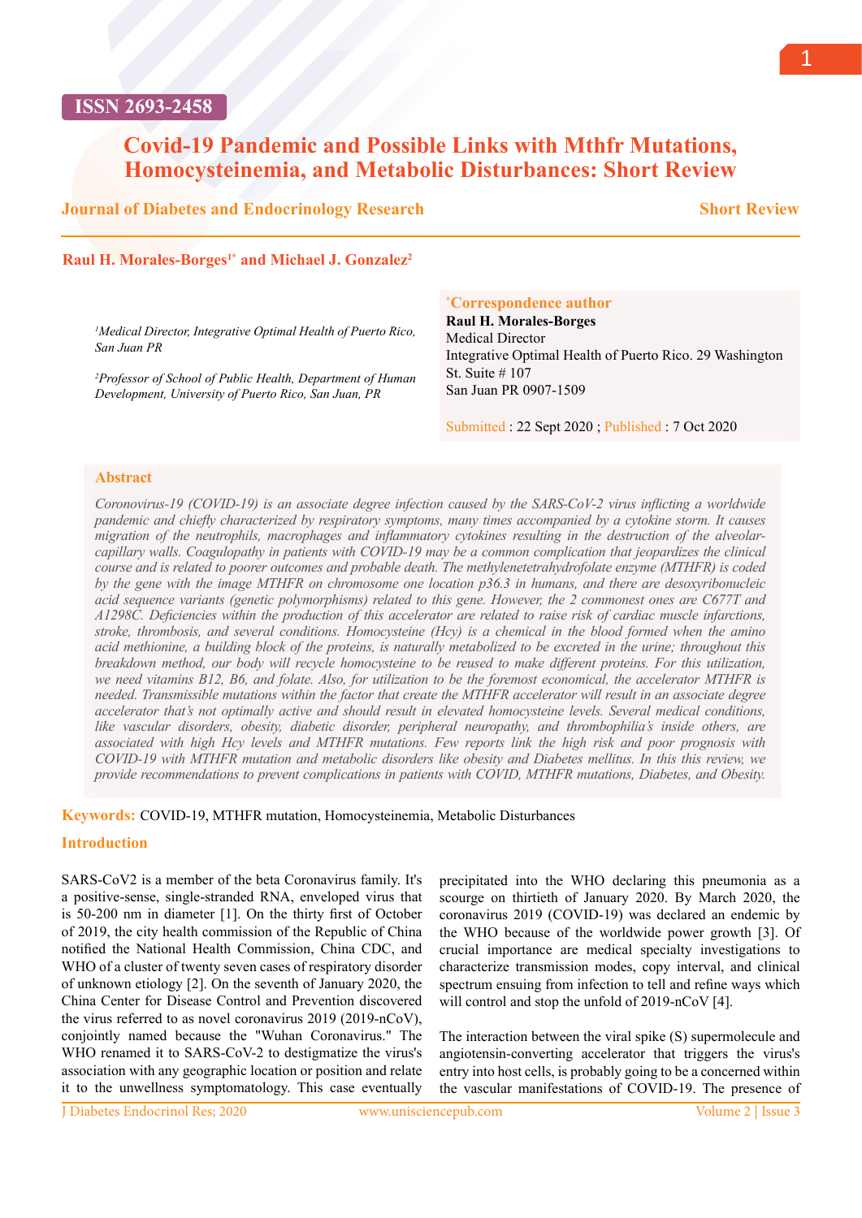ISSN 2693-2458

# Covid-19 Pandemic and Possible Links with Mthfr Mutations, Homocysteinemia, and Metabolic Disturbances: Short Review

**Journal of Diabetes and Endocrinology Research** — **Short Review**

**Raul H. Morales-Borges[1*] and Michael J. Gonzalez[2]**

*[1]Medical Director, Integrative Optimal Health of Puerto Rico, San Juan PR*

*[2]Professor of School of Public Health, Department of Human Development, University of Puerto Rico, San Juan, PR*

**[*]Correspondence author**
**Raul H. Morales-Borges**
Medical Director
Integrative Optimal Health of Puerto Rico. 29 Washington St. Suite # 107
San Juan PR 0907-1509

Submitted : 22 Sept 2020 ; Published : 7 Oct 2020

## Abstract

*Coronovirus-19 (COVID-19) is an associate degree infection caused by the SARS-CoV-2 virus inflicting a worldwide pandemic and chiefly characterized by respiratory symptoms, many times accompanied by a cytokine storm. It causes migration of the neutrophils, macrophages and inflammatory cytokines resulting in the destruction of the alveolar-capillary walls. Coagulopathy in patients with COVID-19 may be a common complication that jeopardizes the clinical course and is related to poorer outcomes and probable death. The methylenetetrahydrofolate enzyme (MTHFR) is coded by the gene with the image MTHFR on chromosome one location p36.3 in humans, and there are desoxyribonucleic acid sequence variants (genetic polymorphisms) related to this gene. However, the 2 commonest ones are C677T and A1298C. Deficiencies within the production of this accelerator are related to raise risk of cardiac muscle infarctions, stroke, thrombosis, and several conditions. Homocysteine (Hcy) is a chemical in the blood formed when the amino acid methionine, a building block of the proteins, is naturally metabolized to be excreted in the urine; throughout this breakdown method, our body will recycle homocysteine to be reused to make different proteins. For this utilization, we need vitamins B12, B6, and folate. Also, for utilization to be the foremost economical, the accelerator MTHFR is needed. Transmissible mutations within the factor that create the MTHFR accelerator will result in an associate degree accelerator that's not optimally active and should result in elevated homocysteine levels. Several medical conditions, like vascular disorders, obesity, diabetic disorder, peripheral neuropathy, and thrombophilia's inside others, are associated with high Hcy levels and MTHFR mutations. Few reports link the high risk and poor prognosis with COVID-19 with MTHFR mutation and metabolic disorders like obesity and Diabetes mellitus. In this this review, we provide recommendations to prevent complications in patients with COVID, MTHFR mutations, Diabetes, and Obesity.*

**Keywords:** COVID-19, MTHFR mutation, Homocysteinemia, Metabolic Disturbances

## Introduction

SARS-CoV2 is a member of the beta Coronavirus family. It's a positive-sense, single-stranded RNA, enveloped virus that is 50-200 nm in diameter [1]. On the thirty first of October of 2019, the city health commission of the Republic of China notified the National Health Commission, China CDC, and WHO of a cluster of twenty seven cases of respiratory disorder of unknown etiology [2]. On the seventh of January 2020, the China Center for Disease Control and Prevention discovered the virus referred to as novel coronavirus 2019 (2019-nCoV), conjointly named because the "Wuhan Coronavirus." The WHO renamed it to SARS-CoV-2 to destigmatize the virus's association with any geographic location or position and relate it to the unwellness symptomatology. This case eventually precipitated into the WHO declaring this pneumonia as a scourge on thirtieth of January 2020. By March 2020, the coronavirus 2019 (COVID-19) was declared an endemic by the WHO because of the worldwide power growth [3]. Of crucial importance are medical specialty investigations to characterize transmission modes, copy interval, and clinical spectrum ensuing from infection to tell and refine ways which will control and stop the unfold of 2019-nCoV [4].

The interaction between the viral spike (S) supermolecule and angiotensin-converting accelerator that triggers the virus's entry into host cells, is probably going to be a concerned within the vascular manifestations of COVID-19. The presence of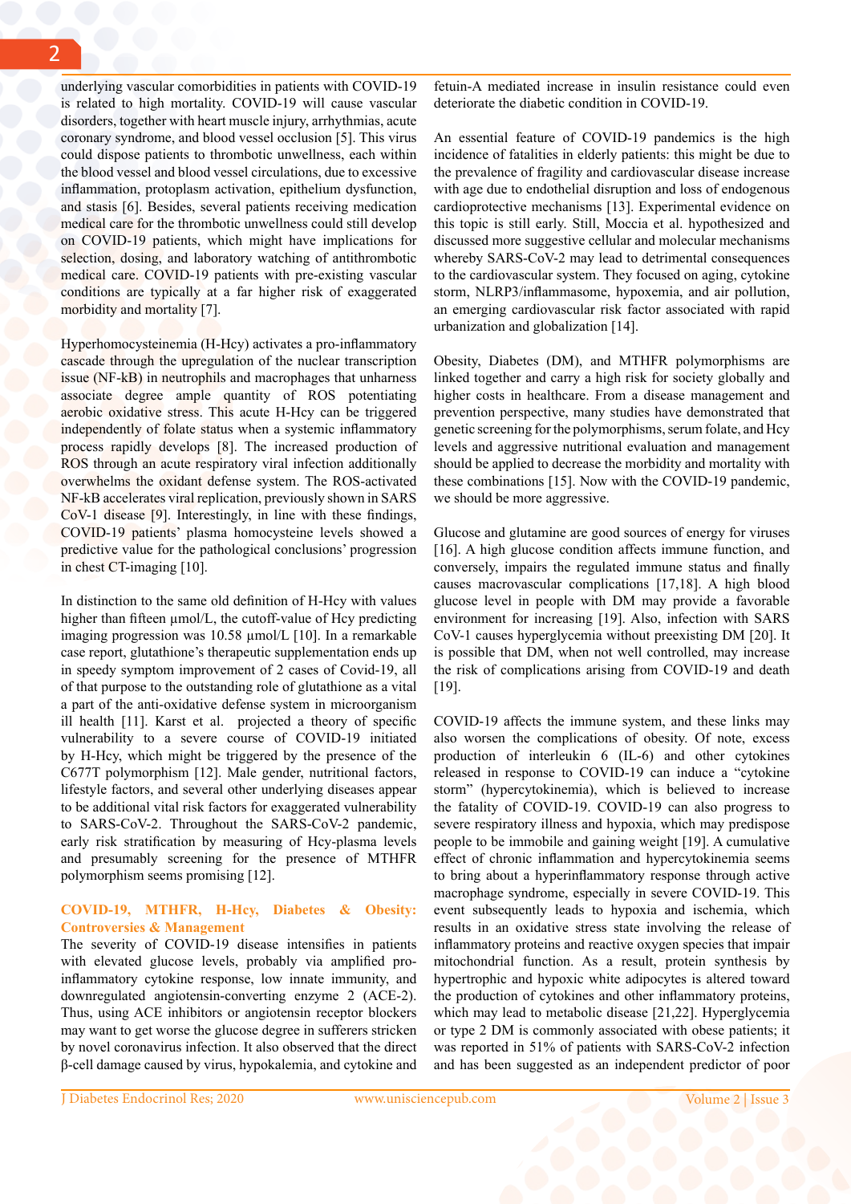underlying vascular comorbidities in patients with COVID-19 is related to high mortality. COVID-19 will cause vascular disorders, together with heart muscle injury, arrhythmias, acute coronary syndrome, and blood vessel occlusion [5]. This virus could dispose patients to thrombotic unwellness, each within the blood vessel and blood vessel circulations, due to excessive inflammation, protoplasm activation, epithelium dysfunction, and stasis [6]. Besides, several patients receiving medication medical care for the thrombotic unwellness could still develop on COVID-19 patients, which might have implications for selection, dosing, and laboratory watching of antithrombotic medical care. COVID-19 patients with pre-existing vascular conditions are typically at a far higher risk of exaggerated morbidity and mortality [7].

Hyperhomocysteinemia (H-Hcy) activates a pro-inflammatory cascade through the upregulation of the nuclear transcription issue (NF-kB) in neutrophils and macrophages that unharness associate degree ample quantity of ROS potentiating aerobic oxidative stress. This acute H-Hcy can be triggered independently of folate status when a systemic inflammatory process rapidly develops [8]. The increased production of ROS through an acute respiratory viral infection additionally overwhelms the oxidant defense system. The ROS-activated NF-kB accelerates viral replication, previously shown in SARS CoV-1 disease [9]. Interestingly, in line with these findings, COVID-19 patients' plasma homocysteine levels showed a predictive value for the pathological conclusions' progression in chest CT-imaging [10].

In distinction to the same old definition of H-Hcy with values higher than fifteen µmol/L, the cutoff-value of Hcy predicting imaging progression was 10.58 µmol/L [10]. In a remarkable case report, glutathione's therapeutic supplementation ends up in speedy symptom improvement of 2 cases of Covid-19, all of that purpose to the outstanding role of glutathione as a vital a part of the anti-oxidative defense system in microorganism ill health [11]. Karst et al. projected a theory of specific vulnerability to a severe course of COVID-19 initiated by H-Hcy, which might be triggered by the presence of the C677T polymorphism [12]. Male gender, nutritional factors, lifestyle factors, and several other underlying diseases appear to be additional vital risk factors for exaggerated vulnerability to SARS-CoV-2. Throughout the SARS-CoV-2 pandemic, early risk stratification by measuring of Hcy-plasma levels and presumably screening for the presence of MTHFR polymorphism seems promising [12].

## COVID-19, MTHFR, H-Hcy, Diabetes & Obesity: Controversies & Management

The severity of COVID-19 disease intensifies in patients with elevated glucose levels, probably via amplified pro-inflammatory cytokine response, low innate immunity, and downregulated angiotensin-converting enzyme 2 (ACE-2). Thus, using ACE inhibitors or angiotensin receptor blockers may want to get worse the glucose degree in sufferers stricken by novel coronavirus infection. It also observed that the direct β-cell damage caused by virus, hypokalemia, and cytokine and fetuin-A mediated increase in insulin resistance could even deteriorate the diabetic condition in COVID-19.

An essential feature of COVID-19 pandemics is the high incidence of fatalities in elderly patients: this might be due to the prevalence of fragility and cardiovascular disease increase with age due to endothelial disruption and loss of endogenous cardioprotective mechanisms [13]. Experimental evidence on this topic is still early. Still, Moccia et al. hypothesized and discussed more suggestive cellular and molecular mechanisms whereby SARS-CoV-2 may lead to detrimental consequences to the cardiovascular system. They focused on aging, cytokine storm, NLRP3/inflammasome, hypoxemia, and air pollution, an emerging cardiovascular risk factor associated with rapid urbanization and globalization [14].

Obesity, Diabetes (DM), and MTHFR polymorphisms are linked together and carry a high risk for society globally and higher costs in healthcare. From a disease management and prevention perspective, many studies have demonstrated that genetic screening for the polymorphisms, serum folate, and Hcy levels and aggressive nutritional evaluation and management should be applied to decrease the morbidity and mortality with these combinations [15]. Now with the COVID-19 pandemic, we should be more aggressive.

Glucose and glutamine are good sources of energy for viruses [16]. A high glucose condition affects immune function, and conversely, impairs the regulated immune status and finally causes macrovascular complications [17,18]. A high blood glucose level in people with DM may provide a favorable environment for increasing [19]. Also, infection with SARS CoV-1 causes hyperglycemia without preexisting DM [20]. It is possible that DM, when not well controlled, may increase the risk of complications arising from COVID-19 and death [19].

COVID-19 affects the immune system, and these links may also worsen the complications of obesity. Of note, excess production of interleukin 6 (IL-6) and other cytokines released in response to COVID-19 can induce a "cytokine storm" (hypercytokinemia), which is believed to increase the fatality of COVID-19. COVID-19 can also progress to severe respiratory illness and hypoxia, which may predispose people to be immobile and gaining weight [19]. A cumulative effect of chronic inflammation and hypercytokinemia seems to bring about a hyperinflammatory response through active macrophage syndrome, especially in severe COVID-19. This event subsequently leads to hypoxia and ischemia, which results in an oxidative stress state involving the release of inflammatory proteins and reactive oxygen species that impair mitochondrial function. As a result, protein synthesis by hypertrophic and hypoxic white adipocytes is altered toward the production of cytokines and other inflammatory proteins, which may lead to metabolic disease [21,22]. Hyperglycemia or type 2 DM is commonly associated with obese patients; it was reported in 51% of patients with SARS-CoV-2 infection and has been suggested as an independent predictor of poor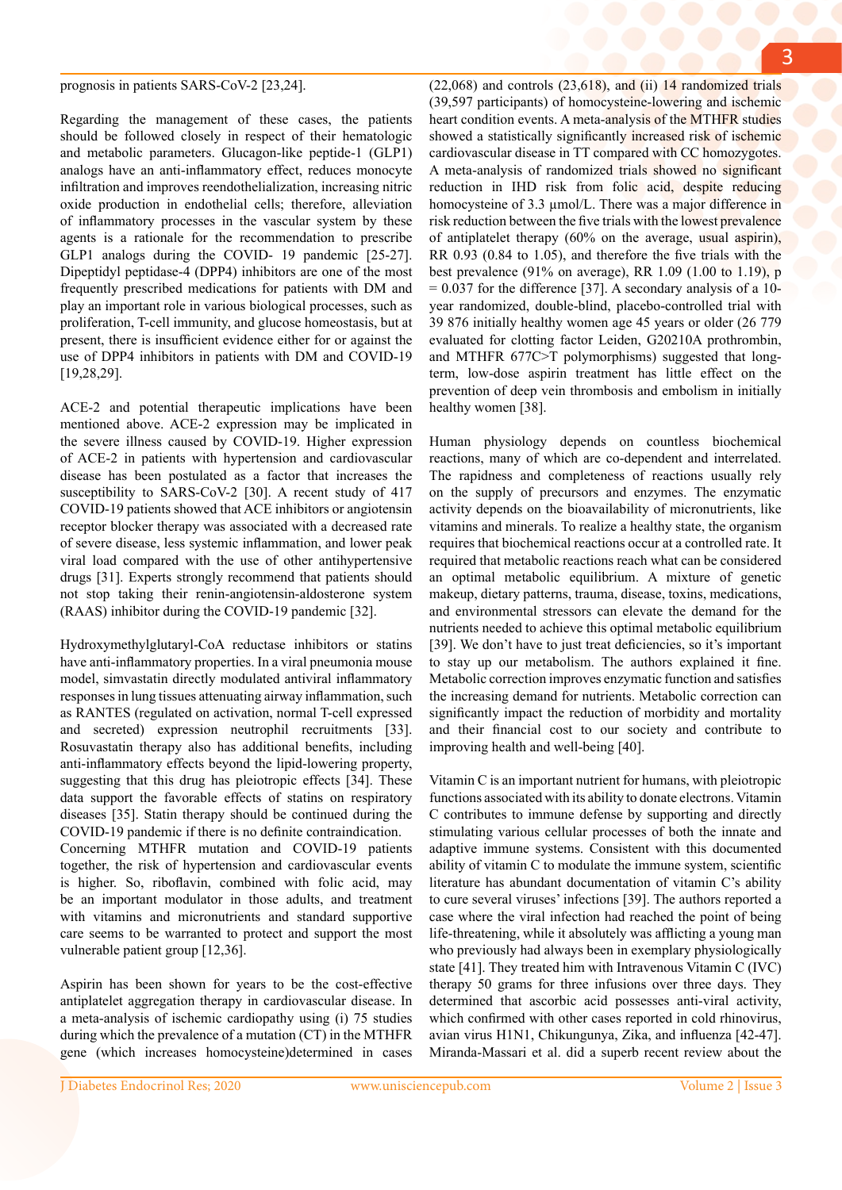prognosis in patients SARS-CoV-2 [23,24].

Regarding the management of these cases, the patients should be followed closely in respect of their hematologic and metabolic parameters. Glucagon-like peptide-1 (GLP1) analogs have an anti-inflammatory effect, reduces monocyte infiltration and improves reendothelialization, increasing nitric oxide production in endothelial cells; therefore, alleviation of inflammatory processes in the vascular system by these agents is a rationale for the recommendation to prescribe GLP1 analogs during the COVID- 19 pandemic [25-27]. Dipeptidyl peptidase-4 (DPP4) inhibitors are one of the most frequently prescribed medications for patients with DM and play an important role in various biological processes, such as proliferation, T-cell immunity, and glucose homeostasis, but at present, there is insufficient evidence either for or against the use of DPP4 inhibitors in patients with DM and COVID-19 [19,28,29].

ACE-2 and potential therapeutic implications have been mentioned above. ACE-2 expression may be implicated in the severe illness caused by COVID-19. Higher expression of ACE-2 in patients with hypertension and cardiovascular disease has been postulated as a factor that increases the susceptibility to SARS-CoV-2 [30]. A recent study of 417 COVID-19 patients showed that ACE inhibitors or angiotensin receptor blocker therapy was associated with a decreased rate of severe disease, less systemic inflammation, and lower peak viral load compared with the use of other antihypertensive drugs [31]. Experts strongly recommend that patients should not stop taking their renin-angiotensin-aldosterone system (RAAS) inhibitor during the COVID-19 pandemic [32].

Hydroxymethylglutaryl-CoA reductase inhibitors or statins have anti-inflammatory properties. In a viral pneumonia mouse model, simvastatin directly modulated antiviral inflammatory responses in lung tissues attenuating airway inflammation, such as RANTES (regulated on activation, normal T-cell expressed and secreted) expression neutrophil recruitments [33]. Rosuvastatin therapy also has additional benefits, including anti-inflammatory effects beyond the lipid-lowering property, suggesting that this drug has pleiotropic effects [34]. These data support the favorable effects of statins on respiratory diseases [35]. Statin therapy should be continued during the COVID-19 pandemic if there is no definite contraindication.
Concerning MTHFR mutation and COVID-19 patients together, the risk of hypertension and cardiovascular events is higher. So, riboflavin, combined with folic acid, may be an important modulator in those adults, and treatment with vitamins and micronutrients and standard supportive care seems to be warranted to protect and support the most vulnerable patient group [12,36].

Aspirin has been shown for years to be the cost-effective antiplatelet aggregation therapy in cardiovascular disease. In a meta-analysis of ischemic cardiopathy using (i) 75 studies during which the prevalence of a mutation (CT) in the MTHFR gene (which increases homocysteine)determined in cases (22,068) and controls (23,618), and (ii) 14 randomized trials (39,597 participants) of homocysteine-lowering and ischemic heart condition events. A meta-analysis of the MTHFR studies showed a statistically significantly increased risk of ischemic cardiovascular disease in TT compared with CC homozygotes. A meta-analysis of randomized trials showed no significant reduction in IHD risk from folic acid, despite reducing homocysteine of 3.3 µmol/L. There was a major difference in risk reduction between the five trials with the lowest prevalence of antiplatelet therapy (60% on the average, usual aspirin), RR 0.93 (0.84 to 1.05), and therefore the five trials with the best prevalence (91% on average), RR 1.09 (1.00 to 1.19), p = 0.037 for the difference [37]. A secondary analysis of a 10-year randomized, double-blind, placebo-controlled trial with 39 876 initially healthy women age 45 years or older (26 779 evaluated for clotting factor Leiden, G20210A prothrombin, and MTHFR 677C>T polymorphisms) suggested that long-term, low-dose aspirin treatment has little effect on the prevention of deep vein thrombosis and embolism in initially healthy women [38].

Human physiology depends on countless biochemical reactions, many of which are co-dependent and interrelated. The rapidness and completeness of reactions usually rely on the supply of precursors and enzymes. The enzymatic activity depends on the bioavailability of micronutrients, like vitamins and minerals. To realize a healthy state, the organism requires that biochemical reactions occur at a controlled rate. It required that metabolic reactions reach what can be considered an optimal metabolic equilibrium. A mixture of genetic makeup, dietary patterns, trauma, disease, toxins, medications, and environmental stressors can elevate the demand for the nutrients needed to achieve this optimal metabolic equilibrium [39]. We don't have to just treat deficiencies, so it's important to stay up our metabolism. The authors explained it fine. Metabolic correction improves enzymatic function and satisfies the increasing demand for nutrients. Metabolic correction can significantly impact the reduction of morbidity and mortality and their financial cost to our society and contribute to improving health and well-being [40].

Vitamin C is an important nutrient for humans, with pleiotropic functions associated with its ability to donate electrons. Vitamin C contributes to immune defense by supporting and directly stimulating various cellular processes of both the innate and adaptive immune systems. Consistent with this documented ability of vitamin C to modulate the immune system, scientific literature has abundant documentation of vitamin C's ability to cure several viruses' infections [39]. The authors reported a case where the viral infection had reached the point of being life-threatening, while it absolutely was afflicting a young man who previously had always been in exemplary physiologically state [41]. They treated him with Intravenous Vitamin C (IVC) therapy 50 grams for three infusions over three days. They determined that ascorbic acid possesses anti-viral activity, which confirmed with other cases reported in cold rhinovirus, avian virus H1N1, Chikungunya, Zika, and influenza [42-47]. Miranda-Massari et al. did a superb recent review about the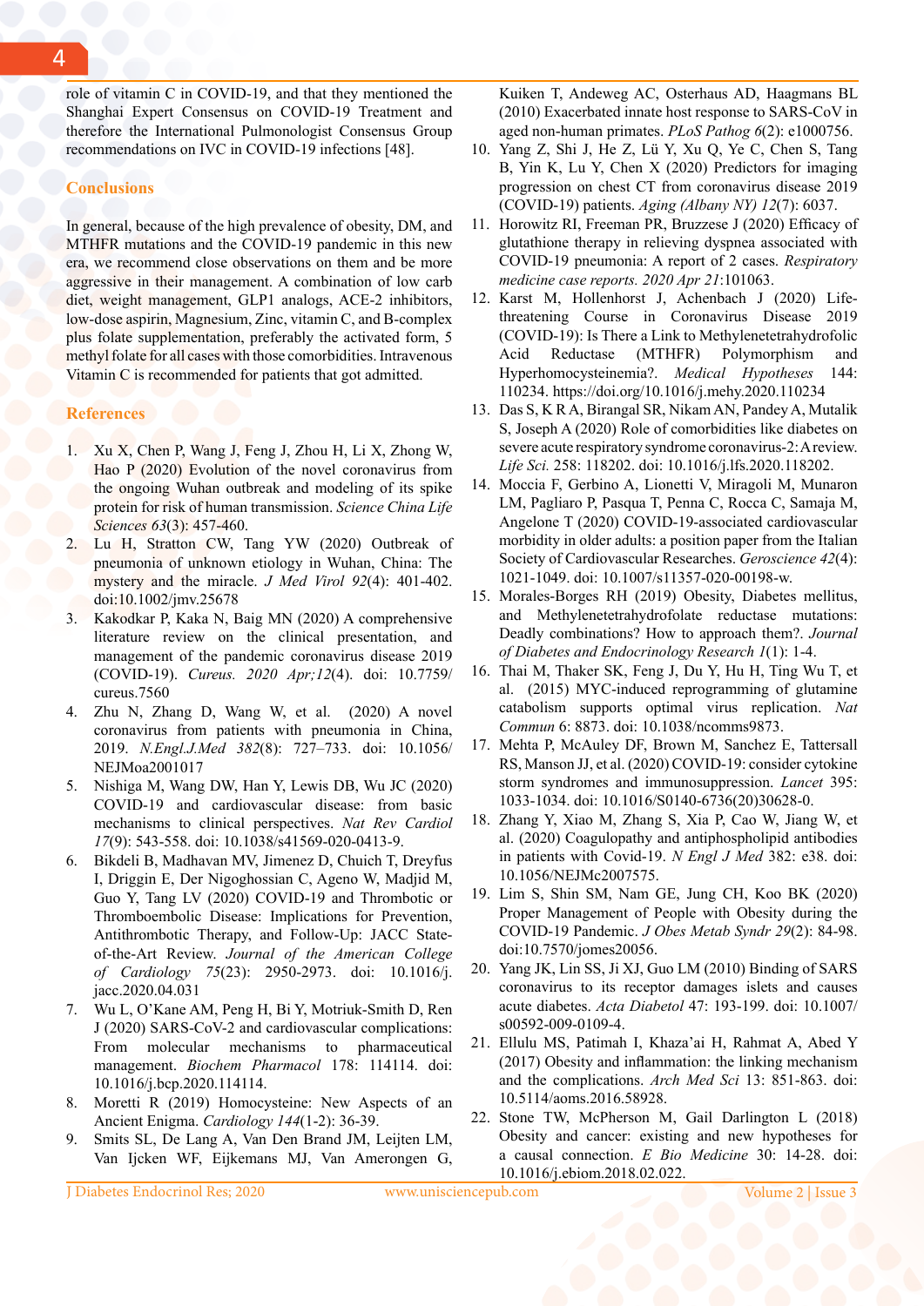role of vitamin C in COVID-19, and that they mentioned the Shanghai Expert Consensus on COVID-19 Treatment and therefore the International Pulmonologist Consensus Group recommendations on IVC in COVID-19 infections [48].

## Conclusions

In general, because of the high prevalence of obesity, DM, and MTHFR mutations and the COVID-19 pandemic in this new era, we recommend close observations on them and be more aggressive in their management. A combination of low carb diet, weight management, GLP1 analogs, ACE-2 inhibitors, low-dose aspirin, Magnesium, Zinc, vitamin C, and B-complex plus folate supplementation, preferably the activated form, 5 methyl folate for all cases with those comorbidities. Intravenous Vitamin C is recommended for patients that got admitted.

## References

1. Xu X, Chen P, Wang J, Feng J, Zhou H, Li X, Zhong W, Hao P (2020) Evolution of the novel coronavirus from the ongoing Wuhan outbreak and modeling of its spike protein for risk of human transmission. *Science China Life Sciences 63*(3): 457-460.
2. Lu H, Stratton CW, Tang YW (2020) Outbreak of pneumonia of unknown etiology in Wuhan, China: The mystery and the miracle. *J Med Virol 92*(4): 401-402. doi:10.1002/jmv.25678
3. Kakodkar P, Kaka N, Baig MN (2020) A comprehensive literature review on the clinical presentation, and management of the pandemic coronavirus disease 2019 (COVID-19). *Cureus. 2020 Apr;12*(4). doi: 10.7759/cureus.7560
4. Zhu N, Zhang D, Wang W, et al. (2020) A novel coronavirus from patients with pneumonia in China, 2019. *N.Engl.J.Med 382*(8): 727–733. doi: 10.1056/NEJMoa2001017
5. Nishiga M, Wang DW, Han Y, Lewis DB, Wu JC (2020) COVID-19 and cardiovascular disease: from basic mechanisms to clinical perspectives. *Nat Rev Cardiol 17*(9): 543-558. doi: 10.1038/s41569-020-0413-9.
6. Bikdeli B, Madhavan MV, Jimenez D, Chuich T, Dreyfus I, Driggin E, Der Nigoghossian C, Ageno W, Madjid M, Guo Y, Tang LV (2020) COVID-19 and Thrombotic or Thromboembolic Disease: Implications for Prevention, Antithrombotic Therapy, and Follow-Up: JACC State-of-the-Art Review. *Journal of the American College of Cardiology 75*(23): 2950-2973. doi: 10.1016/j.jacc.2020.04.031
7. Wu L, O'Kane AM, Peng H, Bi Y, Motriuk-Smith D, Ren J (2020) SARS-CoV-2 and cardiovascular complications: From molecular mechanisms to pharmaceutical management. *Biochem Pharmacol* 178: 114114. doi: 10.1016/j.bcp.2020.114114.
8. Moretti R (2019) Homocysteine: New Aspects of an Ancient Enigma. *Cardiology 144*(1-2): 36-39.
9. Smits SL, De Lang A, Van Den Brand JM, Leijten LM, Van Ijcken WF, Eijkemans MJ, Van Amerongen G, Kuiken T, Andeweg AC, Osterhaus AD, Haagmans BL (2010) Exacerbated innate host response to SARS-CoV in aged non-human primates. *PLoS Pathog 6*(2): e1000756.
10. Yang Z, Shi J, He Z, Lü Y, Xu Q, Ye C, Chen S, Tang B, Yin K, Lu Y, Chen X (2020) Predictors for imaging progression on chest CT from coronavirus disease 2019 (COVID-19) patients. *Aging (Albany NY) 12*(7): 6037.
11. Horowitz RI, Freeman PR, Bruzzese J (2020) Efficacy of glutathione therapy in relieving dyspnea associated with COVID-19 pneumonia: A report of 2 cases. *Respiratory medicine case reports. 2020 Apr 21*:101063.
12. Karst M, Hollenhorst J, Achenbach J (2020) Life-threatening Course in Coronavirus Disease 2019 (COVID-19): Is There a Link to Methylenetetrahydrofolic Acid Reductase (MTHFR) Polymorphism and Hyperhomocysteinemia?. *Medical Hypotheses* 144: 110234. https://doi.org/10.1016/j.mehy.2020.110234
13. Das S, K R A, Birangal SR, Nikam AN, Pandey A, Mutalik S, Joseph A (2020) Role of comorbidities like diabetes on severe acute respiratory syndrome coronavirus-2: A review. *Life Sci.* 258: 118202. doi: 10.1016/j.lfs.2020.118202.
14. Moccia F, Gerbino A, Lionetti V, Miragoli M, Munaron LM, Pagliaro P, Pasqua T, Penna C, Rocca C, Samaja M, Angelone T (2020) COVID-19-associated cardiovascular morbidity in older adults: a position paper from the Italian Society of Cardiovascular Researches. *Geroscience 42*(4): 1021-1049. doi: 10.1007/s11357-020-00198-w.
15. Morales-Borges RH (2019) Obesity, Diabetes mellitus, and Methylenetetrahydrofolate reductase mutations: Deadly combinations? How to approach them?. *Journal of Diabetes and Endocrinology Research 1*(1): 1-4.
16. Thai M, Thaker SK, Feng J, Du Y, Hu H, Ting Wu T, et al. (2015) MYC-induced reprogramming of glutamine catabolism supports optimal virus replication. *Nat Commun* 6: 8873. doi: 10.1038/ncomms9873.
17. Mehta P, McAuley DF, Brown M, Sanchez E, Tattersall RS, Manson JJ, et al. (2020) COVID-19: consider cytokine storm syndromes and immunosuppression. *Lancet* 395: 1033-1034. doi: 10.1016/S0140-6736(20)30628-0.
18. Zhang Y, Xiao M, Zhang S, Xia P, Cao W, Jiang W, et al. (2020) Coagulopathy and antiphospholipid antibodies in patients with Covid-19. *N Engl J Med* 382: e38. doi: 10.1056/NEJMc2007575.
19. Lim S, Shin SM, Nam GE, Jung CH, Koo BK (2020) Proper Management of People with Obesity during the COVID-19 Pandemic. *J Obes Metab Syndr 29*(2): 84-98. doi:10.7570/jomes20056.
20. Yang JK, Lin SS, Ji XJ, Guo LM (2010) Binding of SARS coronavirus to its receptor damages islets and causes acute diabetes. *Acta Diabetol* 47: 193-199. doi: 10.1007/s00592-009-0109-4.
21. Ellulu MS, Patimah I, Khaza'ai H, Rahmat A, Abed Y (2017) Obesity and inflammation: the linking mechanism and the complications. *Arch Med Sci* 13: 851-863. doi: 10.5114/aoms.2016.58928.
22. Stone TW, McPherson M, Gail Darlington L (2018) Obesity and cancer: existing and new hypotheses for a causal connection. *E Bio Medicine* 30: 14-28. doi: 10.1016/j.ebiom.2018.02.022.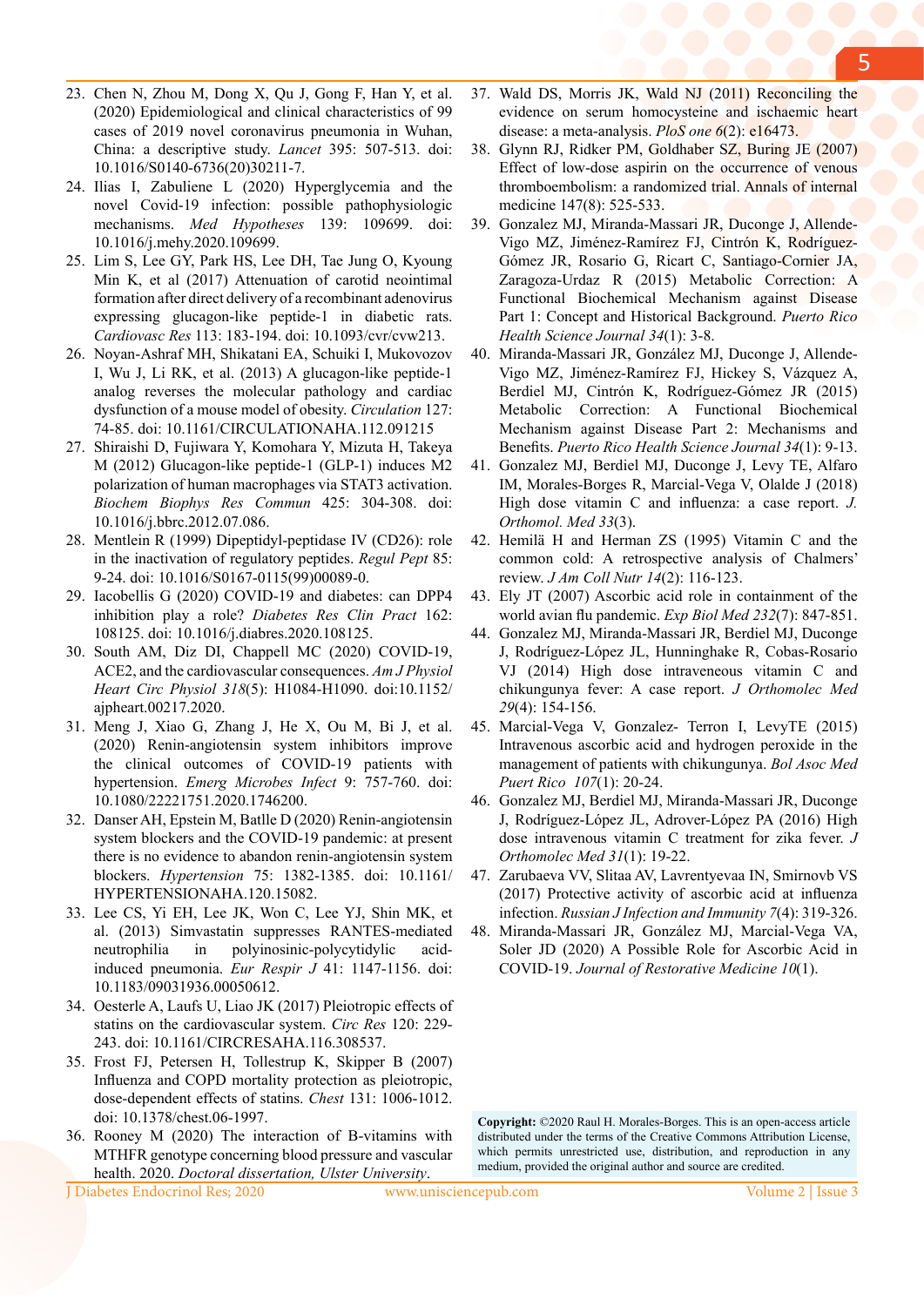23. Chen N, Zhou M, Dong X, Qu J, Gong F, Han Y, et al. (2020) Epidemiological and clinical characteristics of 99 cases of 2019 novel coronavirus pneumonia in Wuhan, China: a descriptive study. *Lancet* 395: 507-513. doi: 10.1016/S0140-6736(20)30211-7.
24. Ilias I, Zabuliene L (2020) Hyperglycemia and the novel Covid-19 infection: possible pathophysiologic mechanisms. *Med Hypotheses* 139: 109699. doi: 10.1016/j.mehy.2020.109699.
25. Lim S, Lee GY, Park HS, Lee DH, Tae Jung O, Kyoung Min K, et al (2017) Attenuation of carotid neointimal formation after direct delivery of a recombinant adenovirus expressing glucagon-like peptide-1 in diabetic rats. *Cardiovasc Res* 113: 183-194. doi: 10.1093/cvr/cvw213.
26. Noyan-Ashraf MH, Shikatani EA, Schuiki I, Mukovozov I, Wu J, Li RK, et al. (2013) A glucagon-like peptide-1 analog reverses the molecular pathology and cardiac dysfunction of a mouse model of obesity. *Circulation* 127: 74-85. doi: 10.1161/CIRCULATIONAHA.112.091215
27. Shiraishi D, Fujiwara Y, Komohara Y, Mizuta H, Takeya M (2012) Glucagon-like peptide-1 (GLP-1) induces M2 polarization of human macrophages via STAT3 activation. *Biochem Biophys Res Commun* 425: 304-308. doi: 10.1016/j.bbrc.2012.07.086.
28. Mentlein R (1999) Dipeptidyl-peptidase IV (CD26): role in the inactivation of regulatory peptides. *Regul Pept* 85: 9-24. doi: 10.1016/S0167-0115(99)00089-0.
29. Iacobellis G (2020) COVID-19 and diabetes: can DPP4 inhibition play a role? *Diabetes Res Clin Pract* 162: 108125. doi: 10.1016/j.diabres.2020.108125.
30. South AM, Diz DI, Chappell MC (2020) COVID-19, ACE2, and the cardiovascular consequences. *Am J Physiol Heart Circ Physiol 318*(5): H1084-H1090. doi:10.1152/ajpheart.00217.2020.
31. Meng J, Xiao G, Zhang J, He X, Ou M, Bi J, et al. (2020) Renin-angiotensin system inhibitors improve the clinical outcomes of COVID-19 patients with hypertension. *Emerg Microbes Infect* 9: 757-760. doi: 10.1080/22221751.2020.1746200.
32. Danser AH, Epstein M, Batlle D (2020) Renin-angiotensin system blockers and the COVID-19 pandemic: at present there is no evidence to abandon renin-angiotensin system blockers. *Hypertension* 75: 1382-1385. doi: 10.1161/HYPERTENSIONAHA.120.15082.
33. Lee CS, Yi EH, Lee JK, Won C, Lee YJ, Shin MK, et al. (2013) Simvastatin suppresses RANTES-mediated neutrophilia in polyinosinic-polycytidylic acid-induced pneumonia. *Eur Respir J* 41: 1147-1156. doi: 10.1183/09031936.00050612.
34. Oesterle A, Laufs U, Liao JK (2017) Pleiotropic effects of statins on the cardiovascular system. *Circ Res* 120: 229-243. doi: 10.1161/CIRCRESAHA.116.308537.
35. Frost FJ, Petersen H, Tollestrup K, Skipper B (2007) Influenza and COPD mortality protection as pleiotropic, dose-dependent effects of statins. *Chest* 131: 1006-1012. doi: 10.1378/chest.06-1997.
36. Rooney M (2020) The interaction of B-vitamins with MTHFR genotype concerning blood pressure and vascular health. 2020. *Doctoral dissertation, Ulster University*.
37. Wald DS, Morris JK, Wald NJ (2011) Reconciling the evidence on serum homocysteine and ischaemic heart disease: a meta-analysis. *PloS one 6*(2): e16473.
38. Glynn RJ, Ridker PM, Goldhaber SZ, Buring JE (2007) Effect of low-dose aspirin on the occurrence of venous thromboembolism: a randomized trial. Annals of internal medicine 147(8): 525-533.
39. Gonzalez MJ, Miranda-Massari JR, Duconge J, Allende-Vigo MZ, Jiménez-Ramírez FJ, Cintrón K, Rodríguez-Gómez JR, Rosario G, Ricart C, Santiago-Cornier JA, Zaragoza-Urdaz R (2015) Metabolic Correction: A Functional Biochemical Mechanism against Disease Part 1: Concept and Historical Background. *Puerto Rico Health Science Journal 34*(1): 3-8.
40. Miranda-Massari JR, González MJ, Duconge J, Allende-Vigo MZ, Jiménez-Ramírez FJ, Hickey S, Vázquez A, Berdiel MJ, Cintrón K, Rodríguez-Gómez JR (2015) Metabolic Correction: A Functional Biochemical Mechanism against Disease Part 2: Mechanisms and Benefits. *Puerto Rico Health Science Journal 34*(1): 9-13.
41. Gonzalez MJ, Berdiel MJ, Duconge J, Levy TE, Alfaro IM, Morales-Borges R, Marcial-Vega V, Olalde J (2018) High dose vitamin C and influenza: a case report. *J. Orthomol. Med 33*(3).
42. Hemilä H and Herman ZS (1995) Vitamin C and the common cold: A retrospective analysis of Chalmers' review. *J Am Coll Nutr 14*(2): 116-123.
43. Ely JT (2007) Ascorbic acid role in containment of the world avian flu pandemic. *Exp Biol Med 232*(7): 847-851.
44. Gonzalez MJ, Miranda-Massari JR, Berdiel MJ, Duconge J, Rodríguez-López JL, Hunninghake R, Cobas-Rosario VJ (2014) High dose intraveneous vitamin C and chikungunya fever: A case report. *J Orthomolec Med 29*(4): 154-156.
45. Marcial-Vega V, Gonzalez- Terron I, LevyTE (2015) Intravenous ascorbic acid and hydrogen peroxide in the management of patients with chikungunya. *Bol Asoc Med Puert Rico 107*(1): 20-24.
46. Gonzalez MJ, Berdiel MJ, Miranda-Massari JR, Duconge J, Rodríguez-López JL, Adrover-López PA (2016) High dose intravenous vitamin C treatment for zika fever. *J Orthomolec Med 31*(1): 19-22.
47. Zarubaeva VV, Slitaa AV, Lavrentyevaa IN, Smirnovb VS (2017) Protective activity of ascorbic acid at influenza infection. *Russian J Infection and Immunity 7*(4): 319-326.
48. Miranda-Massari JR, González MJ, Marcial-Vega VA, Soler JD (2020) A Possible Role for Ascorbic Acid in COVID-19. *Journal of Restorative Medicine 10*(1).

**Copyright:** ©2020 Raul H. Morales-Borges. This is an open-access article distributed under the terms of the Creative Commons Attribution License, which permits unrestricted use, distribution, and reproduction in any medium, provided the original author and source are credited.